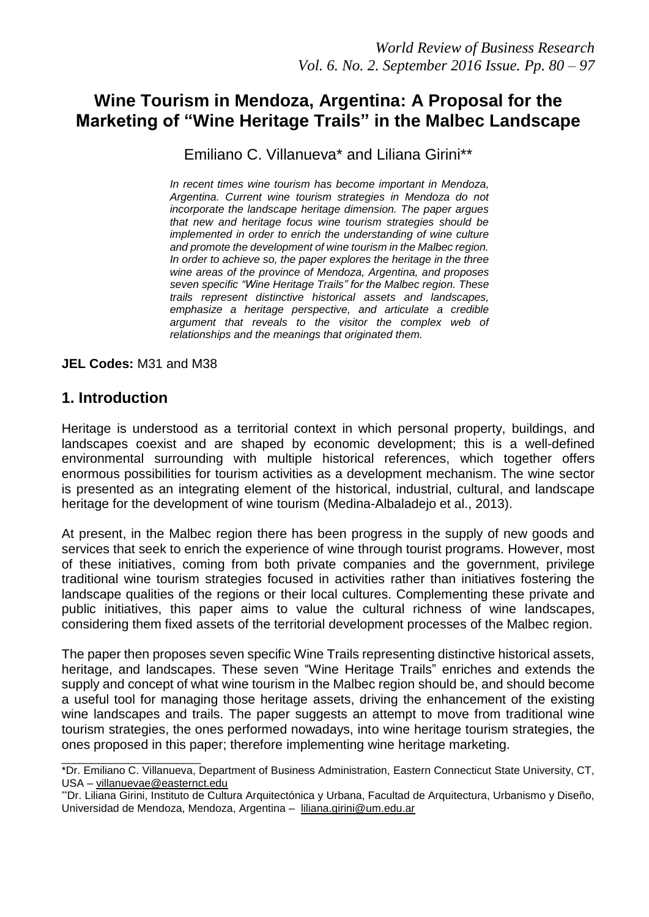# Wine Tourism in Mendoza, Argentina: A Proposal for the Marketing of "Wine Heritage Trails" in the Malbec Landscape

Emiliano C. Villanueva* and Liliana Girini**

*In recent times wine tourism has become important in Mendoza, Argentina. Current wine tourism strategies in Mendoza do not incorporate the landscape heritage dimension. The paper argues that new and heritage focus wine tourism strategies should be implemented in order to enrich the understanding of wine culture and promote the development of wine tourism in the Malbec region. In order to achieve so, the paper explores the heritage in the three wine areas of the province of Mendoza, Argentina, and proposes seven specific "Wine Heritage Trails" for the Malbec region. These trails represent distinctive historical assets and landscapes, emphasize a heritage perspective, and articulate a credible argument that reveals to the visitor the complex web of relationships and the meanings that originated them.*

**JEL Codes:** M31 and M38

## 1. Introduction

Heritage is understood as a territorial context in which personal property, buildings, and landscapes coexist and are shaped by economic development; this is a well-defined environmental surrounding with multiple historical references, which together offers enormous possibilities for tourism activities as a development mechanism. The wine sector is presented as an integrating element of the historical, industrial, cultural, and landscape heritage for the development of wine tourism (Medina-Albaladejo et al., 2013).

At present, in the Malbec region there has been progress in the supply of new goods and services that seek to enrich the experience of wine through tourist programs. However, most of these initiatives, coming from both private companies and the government, privilege traditional wine tourism strategies focused in activities rather than initiatives fostering the landscape qualities of the regions or their local cultures. Complementing these private and public initiatives, this paper aims to value the cultural richness of wine landscapes, considering them fixed assets of the territorial development processes of the Malbec region.

The paper then proposes seven specific Wine Trails representing distinctive historical assets, heritage, and landscapes. These seven "Wine Heritage Trails" enriches and extends the supply and concept of what wine tourism in the Malbec region should be, and should become a useful tool for managing those heritage assets, driving the enhancement of the existing wine landscapes and trails. The paper suggests an attempt to move from traditional wine tourism strategies, the ones performed nowadays, into wine heritage tourism strategies, the ones proposed in this paper; therefore implementing wine heritage marketing.

---

*Dr. Emiliano C. Villanueva, Department of Business Administration, Eastern Connecticut State University, CT, USA – villanuevae@easternct.edu

**Dr. Liliana Girini, Instituto de Cultura Arquitectónica y Urbana, Facultad de Arquitectura, Urbanismo y Diseño, Universidad de Mendoza, Mendoza, Argentina – liliana.girini@um.edu.ar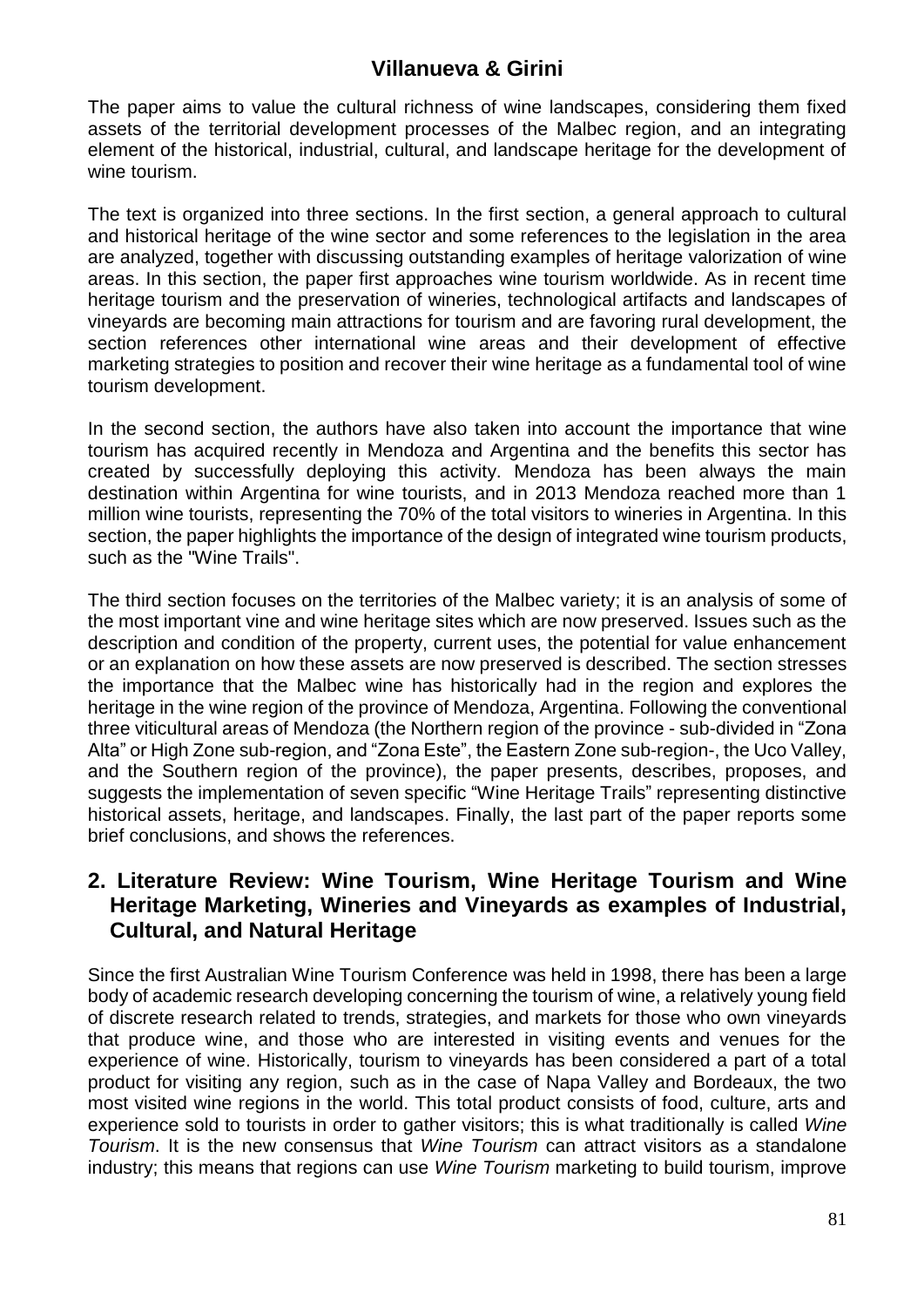The paper aims to value the cultural richness of wine landscapes, considering them fixed assets of the territorial development processes of the Malbec region, and an integrating element of the historical, industrial, cultural, and landscape heritage for the development of wine tourism.

The text is organized into three sections. In the first section, a general approach to cultural and historical heritage of the wine sector and some references to the legislation in the area are analyzed, together with discussing outstanding examples of heritage valorization of wine areas. In this section, the paper first approaches wine tourism worldwide. As in recent time heritage tourism and the preservation of wineries, technological artifacts and landscapes of vineyards are becoming main attractions for tourism and are favoring rural development, the section references other international wine areas and their development of effective marketing strategies to position and recover their wine heritage as a fundamental tool of wine tourism development.

In the second section, the authors have also taken into account the importance that wine tourism has acquired recently in Mendoza and Argentina and the benefits this sector has created by successfully deploying this activity. Mendoza has been always the main destination within Argentina for wine tourists, and in 2013 Mendoza reached more than 1 million wine tourists, representing the 70% of the total visitors to wineries in Argentina. In this section, the paper highlights the importance of the design of integrated wine tourism products, such as the "Wine Trails".

The third section focuses on the territories of the Malbec variety; it is an analysis of some of the most important vine and wine heritage sites which are now preserved. Issues such as the description and condition of the property, current uses, the potential for value enhancement or an explanation on how these assets are now preserved is described. The section stresses the importance that the Malbec wine has historically had in the region and explores the heritage in the wine region of the province of Mendoza, Argentina. Following the conventional three viticultural areas of Mendoza (the Northern region of the province - sub-divided in "Zona Alta" or High Zone sub-region, and "Zona Este", the Eastern Zone sub-region-, the Uco Valley, and the Southern region of the province), the paper presents, describes, proposes, and suggests the implementation of seven specific "Wine Heritage Trails" representing distinctive historical assets, heritage, and landscapes. Finally, the last part of the paper reports some brief conclusions, and shows the references.

## 2. Literature Review: Wine Tourism, Wine Heritage Tourism and Wine Heritage Marketing, Wineries and Vineyards as examples of Industrial, Cultural, and Natural Heritage

Since the first Australian Wine Tourism Conference was held in 1998, there has been a large body of academic research developing concerning the tourism of wine, a relatively young field of discrete research related to trends, strategies, and markets for those who own vineyards that produce wine, and those who are interested in visiting events and venues for the experience of wine. Historically, tourism to vineyards has been considered a part of a total product for visiting any region, such as in the case of Napa Valley and Bordeaux, the two most visited wine regions in the world. This total product consists of food, culture, arts and experience sold to tourists in order to gather visitors; this is what traditionally is called *Wine Tourism*. It is the new consensus that *Wine Tourism* can attract visitors as a standalone industry; this means that regions can use *Wine Tourism* marketing to build tourism, improve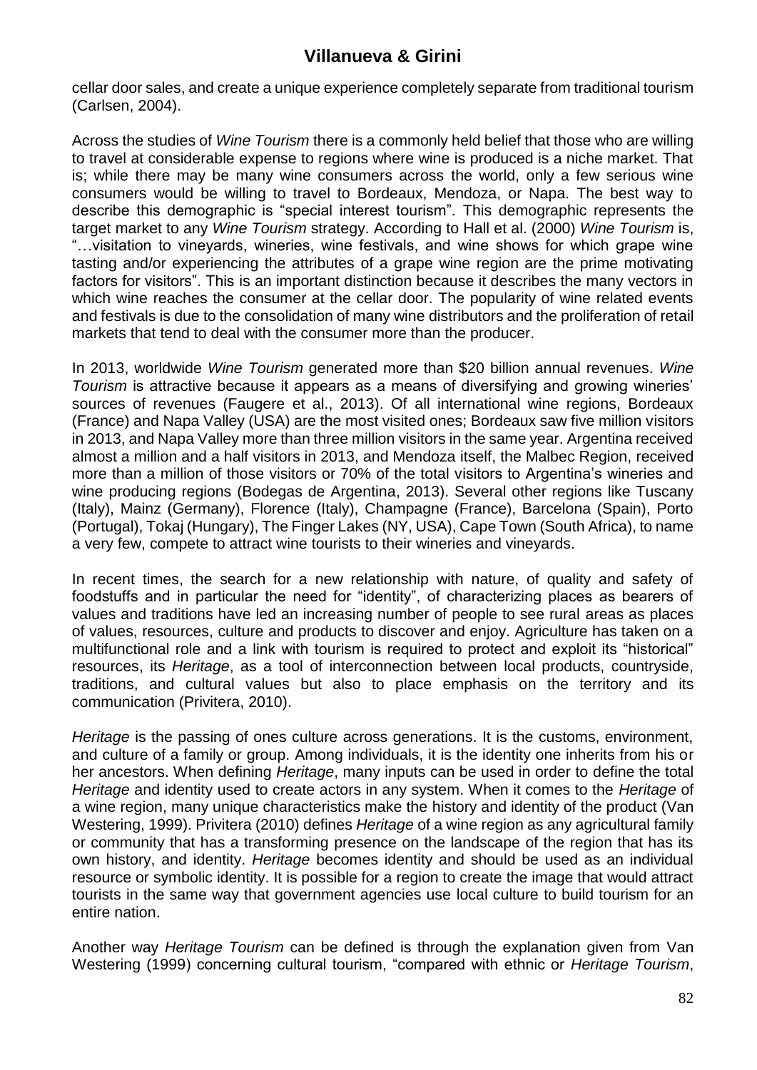cellar door sales, and create a unique experience completely separate from traditional tourism (Carlsen, 2004).

Across the studies of *Wine Tourism* there is a commonly held belief that those who are willing to travel at considerable expense to regions where wine is produced is a niche market. That is; while there may be many wine consumers across the world, only a few serious wine consumers would be willing to travel to Bordeaux, Mendoza, or Napa. The best way to describe this demographic is "special interest tourism". This demographic represents the target market to any *Wine Tourism* strategy. According to Hall et al. (2000) *Wine Tourism* is, "…visitation to vineyards, wineries, wine festivals, and wine shows for which grape wine tasting and/or experiencing the attributes of a grape wine region are the prime motivating factors for visitors". This is an important distinction because it describes the many vectors in which wine reaches the consumer at the cellar door. The popularity of wine related events and festivals is due to the consolidation of many wine distributors and the proliferation of retail markets that tend to deal with the consumer more than the producer.

In 2013, worldwide *Wine Tourism* generated more than $20 billion annual revenues. *Wine Tourism* is attractive because it appears as a means of diversifying and growing wineries' sources of revenues (Faugere et al., 2013). Of all international wine regions, Bordeaux (France) and Napa Valley (USA) are the most visited ones; Bordeaux saw five million visitors in 2013, and Napa Valley more than three million visitors in the same year. Argentina received almost a million and a half visitors in 2013, and Mendoza itself, the Malbec Region, received more than a million of those visitors or 70% of the total visitors to Argentina's wineries and wine producing regions (Bodegas de Argentina, 2013). Several other regions like Tuscany (Italy), Mainz (Germany), Florence (Italy), Champagne (France), Barcelona (Spain), Porto (Portugal), Tokaj (Hungary), The Finger Lakes (NY, USA), Cape Town (South Africa), to name a very few, compete to attract wine tourists to their wineries and vineyards.

In recent times, the search for a new relationship with nature, of quality and safety of foodstuffs and in particular the need for "identity", of characterizing places as bearers of values and traditions have led an increasing number of people to see rural areas as places of values, resources, culture and products to discover and enjoy. Agriculture has taken on a multifunctional role and a link with tourism is required to protect and exploit its "historical" resources, its *Heritage*, as a tool of interconnection between local products, countryside, traditions, and cultural values but also to place emphasis on the territory and its communication (Privitera, 2010).

*Heritage* is the passing of ones culture across generations. It is the customs, environment, and culture of a family or group. Among individuals, it is the identity one inherits from his or her ancestors. When defining *Heritage*, many inputs can be used in order to define the total *Heritage* and identity used to create actors in any system. When it comes to the *Heritage* of a wine region, many unique characteristics make the history and identity of the product (Van Westering, 1999). Privitera (2010) defines *Heritage* of a wine region as any agricultural family or community that has a transforming presence on the landscape of the region that has its own history, and identity. *Heritage* becomes identity and should be used as an individual resource or symbolic identity. It is possible for a region to create the image that would attract tourists in the same way that government agencies use local culture to build tourism for an entire nation.

Another way *Heritage Tourism* can be defined is through the explanation given from Van Westering (1999) concerning cultural tourism, "compared with ethnic or *Heritage Tourism*,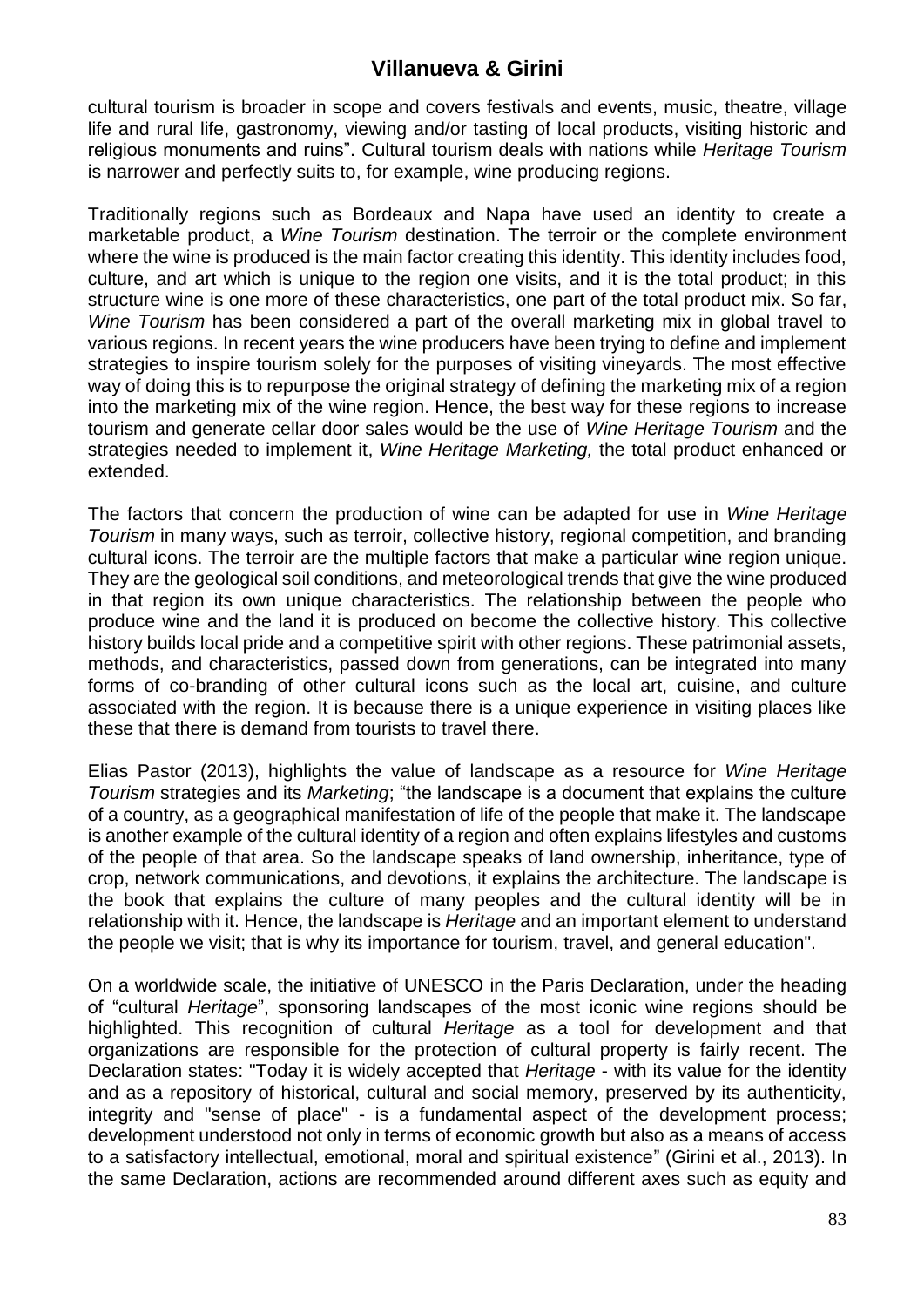cultural tourism is broader in scope and covers festivals and events, music, theatre, village life and rural life, gastronomy, viewing and/or tasting of local products, visiting historic and religious monuments and ruins". Cultural tourism deals with nations while *Heritage Tourism* is narrower and perfectly suits to, for example, wine producing regions.

Traditionally regions such as Bordeaux and Napa have used an identity to create a marketable product, a *Wine Tourism* destination. The terroir or the complete environment where the wine is produced is the main factor creating this identity. This identity includes food, culture, and art which is unique to the region one visits, and it is the total product; in this structure wine is one more of these characteristics, one part of the total product mix. So far, *Wine Tourism* has been considered a part of the overall marketing mix in global travel to various regions. In recent years the wine producers have been trying to define and implement strategies to inspire tourism solely for the purposes of visiting vineyards. The most effective way of doing this is to repurpose the original strategy of defining the marketing mix of a region into the marketing mix of the wine region. Hence, the best way for these regions to increase tourism and generate cellar door sales would be the use of *Wine Heritage Tourism* and the strategies needed to implement it, *Wine Heritage Marketing,* the total product enhanced or extended.

The factors that concern the production of wine can be adapted for use in *Wine Heritage Tourism* in many ways, such as terroir, collective history, regional competition, and branding cultural icons. The terroir are the multiple factors that make a particular wine region unique. They are the geological soil conditions, and meteorological trends that give the wine produced in that region its own unique characteristics. The relationship between the people who produce wine and the land it is produced on become the collective history. This collective history builds local pride and a competitive spirit with other regions. These patrimonial assets, methods, and characteristics, passed down from generations, can be integrated into many forms of co-branding of other cultural icons such as the local art, cuisine, and culture associated with the region. It is because there is a unique experience in visiting places like these that there is demand from tourists to travel there.

Elias Pastor (2013), highlights the value of landscape as a resource for *Wine Heritage Tourism* strategies and its *Marketing*; "the landscape is a document that explains the culture of a country, as a geographical manifestation of life of the people that make it. The landscape is another example of the cultural identity of a region and often explains lifestyles and customs of the people of that area. So the landscape speaks of land ownership, inheritance, type of crop, network communications, and devotions, it explains the architecture. The landscape is the book that explains the culture of many peoples and the cultural identity will be in relationship with it. Hence, the landscape is *Heritage* and an important element to understand the people we visit; that is why its importance for tourism, travel, and general education".

On a worldwide scale, the initiative of UNESCO in the Paris Declaration, under the heading of "cultural *Heritage*", sponsoring landscapes of the most iconic wine regions should be highlighted. This recognition of cultural *Heritage* as a tool for development and that organizations are responsible for the protection of cultural property is fairly recent. The Declaration states: "Today it is widely accepted that *Heritage* - with its value for the identity and as a repository of historical, cultural and social memory, preserved by its authenticity, integrity and "sense of place" - is a fundamental aspect of the development process; development understood not only in terms of economic growth but also as a means of access to a satisfactory intellectual, emotional, moral and spiritual existence" (Girini et al., 2013). In the same Declaration, actions are recommended around different axes such as equity and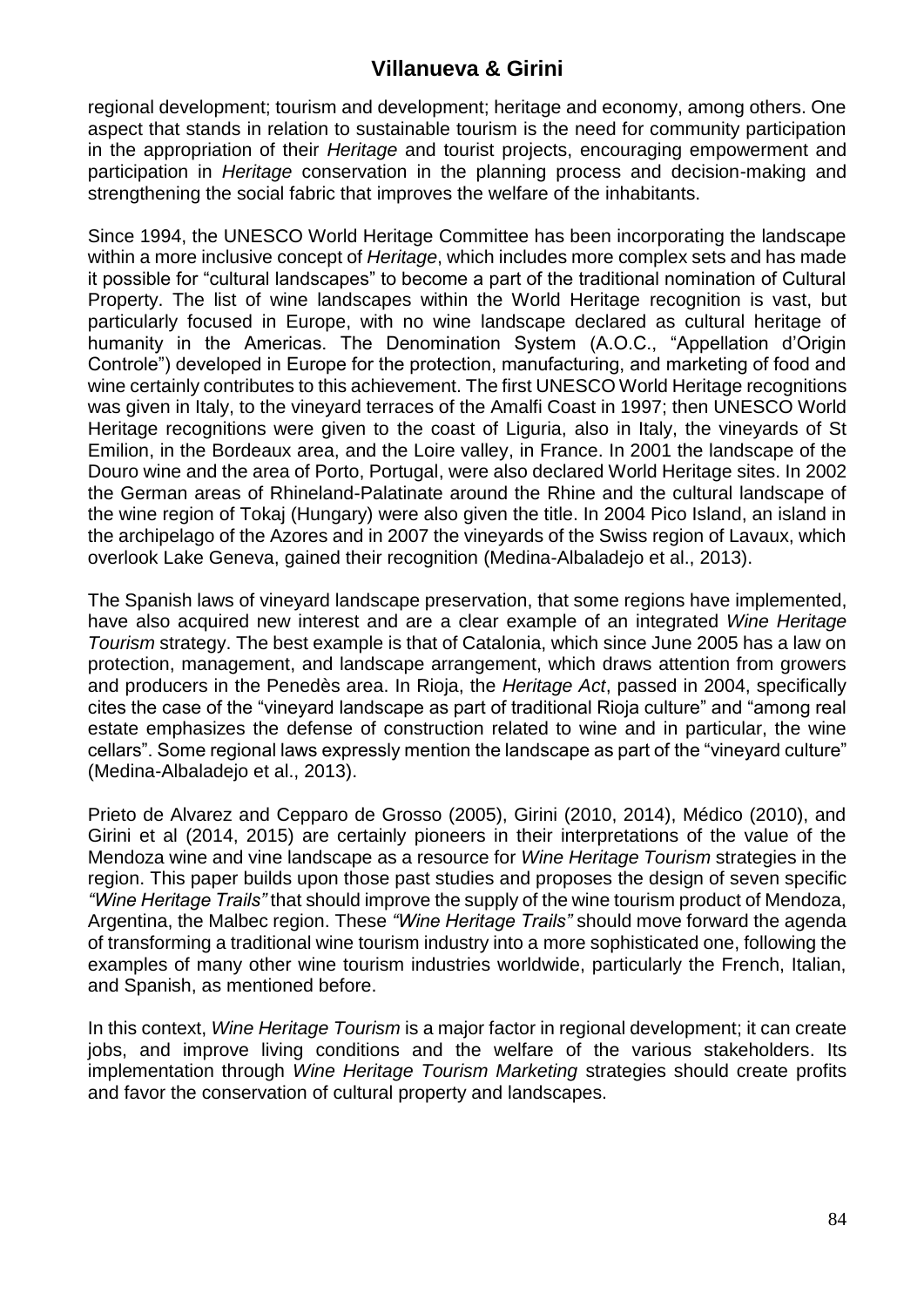regional development; tourism and development; heritage and economy, among others. One aspect that stands in relation to sustainable tourism is the need for community participation in the appropriation of their *Heritage* and tourist projects, encouraging empowerment and participation in *Heritage* conservation in the planning process and decision-making and strengthening the social fabric that improves the welfare of the inhabitants.

Since 1994, the UNESCO World Heritage Committee has been incorporating the landscape within a more inclusive concept of *Heritage*, which includes more complex sets and has made it possible for "cultural landscapes" to become a part of the traditional nomination of Cultural Property. The list of wine landscapes within the World Heritage recognition is vast, but particularly focused in Europe, with no wine landscape declared as cultural heritage of humanity in the Americas. The Denomination System (A.O.C., "Appellation d'Origin Controle") developed in Europe for the protection, manufacturing, and marketing of food and wine certainly contributes to this achievement. The first UNESCO World Heritage recognitions was given in Italy, to the vineyard terraces of the Amalfi Coast in 1997; then UNESCO World Heritage recognitions were given to the coast of Liguria, also in Italy, the vineyards of St Emilion, in the Bordeaux area, and the Loire valley, in France. In 2001 the landscape of the Douro wine and the area of Porto, Portugal, were also declared World Heritage sites. In 2002 the German areas of Rhineland-Palatinate around the Rhine and the cultural landscape of the wine region of Tokaj (Hungary) were also given the title. In 2004 Pico Island, an island in the archipelago of the Azores and in 2007 the vineyards of the Swiss region of Lavaux, which overlook Lake Geneva, gained their recognition (Medina-Albaladejo et al., 2013).

The Spanish laws of vineyard landscape preservation, that some regions have implemented, have also acquired new interest and are a clear example of an integrated *Wine Heritage Tourism* strategy. The best example is that of Catalonia, which since June 2005 has a law on protection, management, and landscape arrangement, which draws attention from growers and producers in the Penedès area. In Rioja, the *Heritage Act*, passed in 2004, specifically cites the case of the "vineyard landscape as part of traditional Rioja culture" and "among real estate emphasizes the defense of construction related to wine and in particular, the wine cellars". Some regional laws expressly mention the landscape as part of the "vineyard culture" (Medina-Albaladejo et al., 2013).

Prieto de Alvarez and Cepparo de Grosso (2005), Girini (2010, 2014), Médico (2010), and Girini et al (2014, 2015) are certainly pioneers in their interpretations of the value of the Mendoza wine and vine landscape as a resource for *Wine Heritage Tourism* strategies in the region. This paper builds upon those past studies and proposes the design of seven specific *"Wine Heritage Trails"* that should improve the supply of the wine tourism product of Mendoza, Argentina, the Malbec region. These *"Wine Heritage Trails"* should move forward the agenda of transforming a traditional wine tourism industry into a more sophisticated one, following the examples of many other wine tourism industries worldwide, particularly the French, Italian, and Spanish, as mentioned before.

In this context, *Wine Heritage Tourism* is a major factor in regional development; it can create jobs, and improve living conditions and the welfare of the various stakeholders. Its implementation through *Wine Heritage Tourism Marketing* strategies should create profits and favor the conservation of cultural property and landscapes.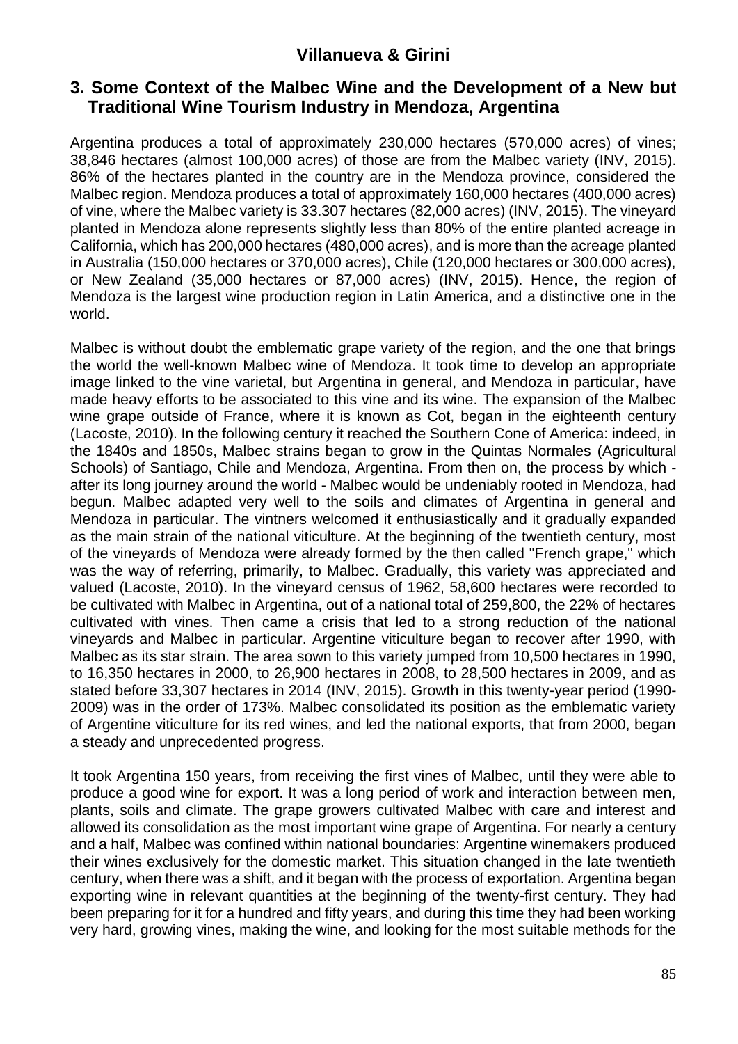## 3. Some Context of the Malbec Wine and the Development of a New but Traditional Wine Tourism Industry in Mendoza, Argentina

Argentina produces a total of approximately 230,000 hectares (570,000 acres) of vines; 38,846 hectares (almost 100,000 acres) of those are from the Malbec variety (INV, 2015). 86% of the hectares planted in the country are in the Mendoza province, considered the Malbec region. Mendoza produces a total of approximately 160,000 hectares (400,000 acres) of vine, where the Malbec variety is 33.307 hectares (82,000 acres) (INV, 2015). The vineyard planted in Mendoza alone represents slightly less than 80% of the entire planted acreage in California, which has 200,000 hectares (480,000 acres), and is more than the acreage planted in Australia (150,000 hectares or 370,000 acres), Chile (120,000 hectares or 300,000 acres), or New Zealand (35,000 hectares or 87,000 acres) (INV, 2015). Hence, the region of Mendoza is the largest wine production region in Latin America, and a distinctive one in the world.

Malbec is without doubt the emblematic grape variety of the region, and the one that brings the world the well-known Malbec wine of Mendoza. It took time to develop an appropriate image linked to the vine varietal, but Argentina in general, and Mendoza in particular, have made heavy efforts to be associated to this vine and its wine. The expansion of the Malbec wine grape outside of France, where it is known as Cot, began in the eighteenth century (Lacoste, 2010). In the following century it reached the Southern Cone of America: indeed, in the 1840s and 1850s, Malbec strains began to grow in the Quintas Normales (Agricultural Schools) of Santiago, Chile and Mendoza, Argentina. From then on, the process by which - after its long journey around the world - Malbec would be undeniably rooted in Mendoza, had begun. Malbec adapted very well to the soils and climates of Argentina in general and Mendoza in particular. The vintners welcomed it enthusiastically and it gradually expanded as the main strain of the national viticulture. At the beginning of the twentieth century, most of the vineyards of Mendoza were already formed by the then called "French grape," which was the way of referring, primarily, to Malbec. Gradually, this variety was appreciated and valued (Lacoste, 2010). In the vineyard census of 1962, 58,600 hectares were recorded to be cultivated with Malbec in Argentina, out of a national total of 259,800, the 22% of hectares cultivated with vines. Then came a crisis that led to a strong reduction of the national vineyards and Malbec in particular. Argentine viticulture began to recover after 1990, with Malbec as its star strain. The area sown to this variety jumped from 10,500 hectares in 1990, to 16,350 hectares in 2000, to 26,900 hectares in 2008, to 28,500 hectares in 2009, and as stated before 33,307 hectares in 2014 (INV, 2015). Growth in this twenty-year period (1990-2009) was in the order of 173%. Malbec consolidated its position as the emblematic variety of Argentine viticulture for its red wines, and led the national exports, that from 2000, began a steady and unprecedented progress.

It took Argentina 150 years, from receiving the first vines of Malbec, until they were able to produce a good wine for export. It was a long period of work and interaction between men, plants, soils and climate. The grape growers cultivated Malbec with care and interest and allowed its consolidation as the most important wine grape of Argentina. For nearly a century and a half, Malbec was confined within national boundaries: Argentine winemakers produced their wines exclusively for the domestic market. This situation changed in the late twentieth century, when there was a shift, and it began with the process of exportation. Argentina began exporting wine in relevant quantities at the beginning of the twenty-first century. They had been preparing for it for a hundred and fifty years, and during this time they had been working very hard, growing vines, making the wine, and looking for the most suitable methods for the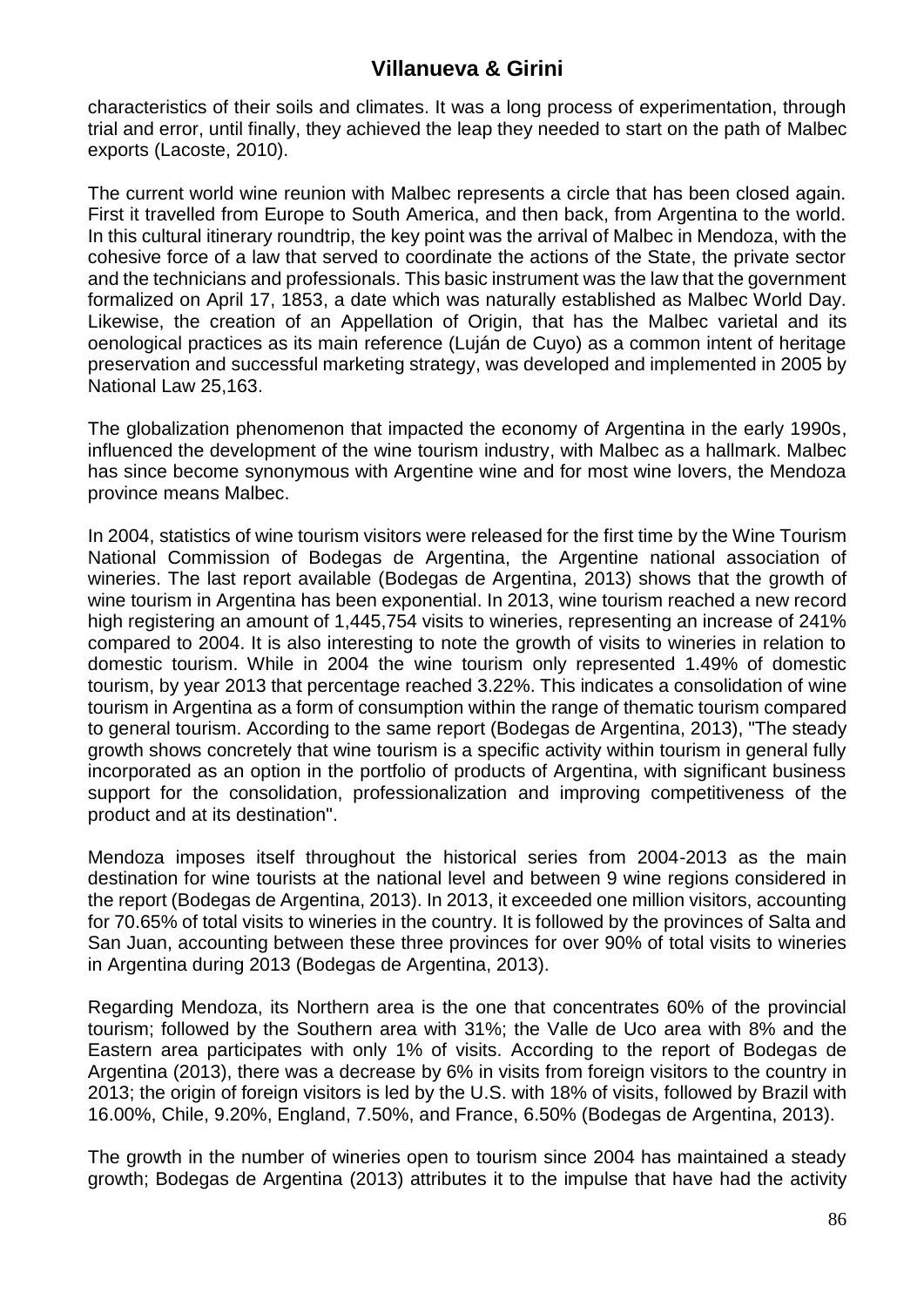characteristics of their soils and climates. It was a long process of experimentation, through trial and error, until finally, they achieved the leap they needed to start on the path of Malbec exports (Lacoste, 2010).

The current world wine reunion with Malbec represents a circle that has been closed again. First it travelled from Europe to South America, and then back, from Argentina to the world. In this cultural itinerary roundtrip, the key point was the arrival of Malbec in Mendoza, with the cohesive force of a law that served to coordinate the actions of the State, the private sector and the technicians and professionals. This basic instrument was the law that the government formalized on April 17, 1853, a date which was naturally established as Malbec World Day. Likewise, the creation of an Appellation of Origin, that has the Malbec varietal and its oenological practices as its main reference (Luján de Cuyo) as a common intent of heritage preservation and successful marketing strategy, was developed and implemented in 2005 by National Law 25,163.

The globalization phenomenon that impacted the economy of Argentina in the early 1990s, influenced the development of the wine tourism industry, with Malbec as a hallmark. Malbec has since become synonymous with Argentine wine and for most wine lovers, the Mendoza province means Malbec.

In 2004, statistics of wine tourism visitors were released for the first time by the Wine Tourism National Commission of Bodegas de Argentina, the Argentine national association of wineries. The last report available (Bodegas de Argentina, 2013) shows that the growth of wine tourism in Argentina has been exponential. In 2013, wine tourism reached a new record high registering an amount of 1,445,754 visits to wineries, representing an increase of 241% compared to 2004. It is also interesting to note the growth of visits to wineries in relation to domestic tourism. While in 2004 the wine tourism only represented 1.49% of domestic tourism, by year 2013 that percentage reached 3.22%. This indicates a consolidation of wine tourism in Argentina as a form of consumption within the range of thematic tourism compared to general tourism. According to the same report (Bodegas de Argentina, 2013), "The steady growth shows concretely that wine tourism is a specific activity within tourism in general fully incorporated as an option in the portfolio of products of Argentina, with significant business support for the consolidation, professionalization and improving competitiveness of the product and at its destination".

Mendoza imposes itself throughout the historical series from 2004-2013 as the main destination for wine tourists at the national level and between 9 wine regions considered in the report (Bodegas de Argentina, 2013). In 2013, it exceeded one million visitors, accounting for 70.65% of total visits to wineries in the country. It is followed by the provinces of Salta and San Juan, accounting between these three provinces for over 90% of total visits to wineries in Argentina during 2013 (Bodegas de Argentina, 2013).

Regarding Mendoza, its Northern area is the one that concentrates 60% of the provincial tourism; followed by the Southern area with 31%; the Valle de Uco area with 8% and the Eastern area participates with only 1% of visits. According to the report of Bodegas de Argentina (2013), there was a decrease by 6% in visits from foreign visitors to the country in 2013; the origin of foreign visitors is led by the U.S. with 18% of visits, followed by Brazil with 16.00%, Chile, 9.20%, England, 7.50%, and France, 6.50% (Bodegas de Argentina, 2013).

The growth in the number of wineries open to tourism since 2004 has maintained a steady growth; Bodegas de Argentina (2013) attributes it to the impulse that have had the activity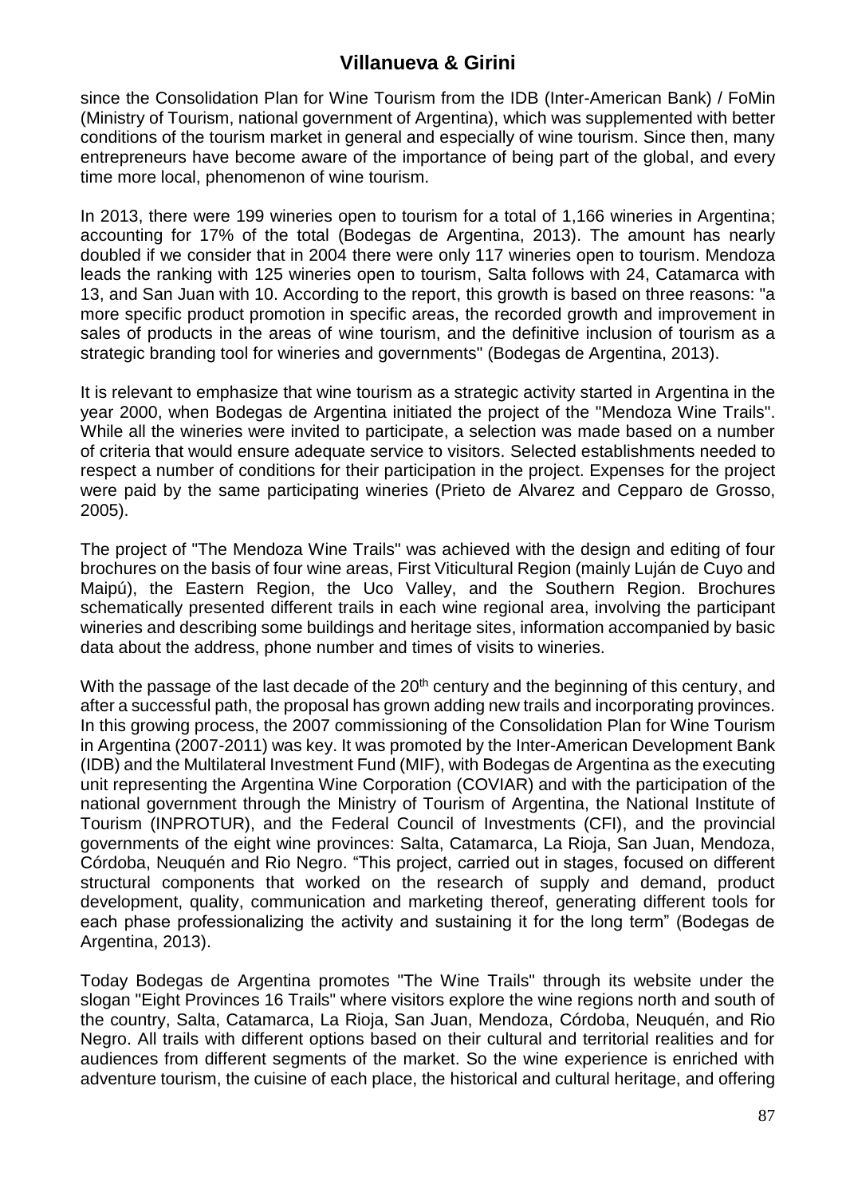since the Consolidation Plan for Wine Tourism from the IDB (Inter-American Bank) / FoMin (Ministry of Tourism, national government of Argentina), which was supplemented with better conditions of the tourism market in general and especially of wine tourism. Since then, many entrepreneurs have become aware of the importance of being part of the global, and every time more local, phenomenon of wine tourism.

In 2013, there were 199 wineries open to tourism for a total of 1,166 wineries in Argentina; accounting for 17% of the total (Bodegas de Argentina, 2013). The amount has nearly doubled if we consider that in 2004 there were only 117 wineries open to tourism. Mendoza leads the ranking with 125 wineries open to tourism, Salta follows with 24, Catamarca with 13, and San Juan with 10. According to the report, this growth is based on three reasons: "a more specific product promotion in specific areas, the recorded growth and improvement in sales of products in the areas of wine tourism, and the definitive inclusion of tourism as a strategic branding tool for wineries and governments" (Bodegas de Argentina, 2013).

It is relevant to emphasize that wine tourism as a strategic activity started in Argentina in the year 2000, when Bodegas de Argentina initiated the project of the "Mendoza Wine Trails". While all the wineries were invited to participate, a selection was made based on a number of criteria that would ensure adequate service to visitors. Selected establishments needed to respect a number of conditions for their participation in the project. Expenses for the project were paid by the same participating wineries (Prieto de Alvarez and Cepparo de Grosso, 2005).

The project of "The Mendoza Wine Trails" was achieved with the design and editing of four brochures on the basis of four wine areas, First Viticultural Region (mainly Luján de Cuyo and Maipú), the Eastern Region, the Uco Valley, and the Southern Region. Brochures schematically presented different trails in each wine regional area, involving the participant wineries and describing some buildings and heritage sites, information accompanied by basic data about the address, phone number and times of visits to wineries.

With the passage of the last decade of the 20th century and the beginning of this century, and after a successful path, the proposal has grown adding new trails and incorporating provinces. In this growing process, the 2007 commissioning of the Consolidation Plan for Wine Tourism in Argentina (2007-2011) was key. It was promoted by the Inter-American Development Bank (IDB) and the Multilateral Investment Fund (MIF), with Bodegas de Argentina as the executing unit representing the Argentina Wine Corporation (COVIAR) and with the participation of the national government through the Ministry of Tourism of Argentina, the National Institute of Tourism (INPROTUR), and the Federal Council of Investments (CFI), and the provincial governments of the eight wine provinces: Salta, Catamarca, La Rioja, San Juan, Mendoza, Córdoba, Neuquén and Rio Negro. "This project, carried out in stages, focused on different structural components that worked on the research of supply and demand, product development, quality, communication and marketing thereof, generating different tools for each phase professionalizing the activity and sustaining it for the long term" (Bodegas de Argentina, 2013).

Today Bodegas de Argentina promotes "The Wine Trails" through its website under the slogan "Eight Provinces 16 Trails" where visitors explore the wine regions north and south of the country, Salta, Catamarca, La Rioja, San Juan, Mendoza, Córdoba, Neuquén, and Rio Negro. All trails with different options based on their cultural and territorial realities and for audiences from different segments of the market. So the wine experience is enriched with adventure tourism, the cuisine of each place, the historical and cultural heritage, and offering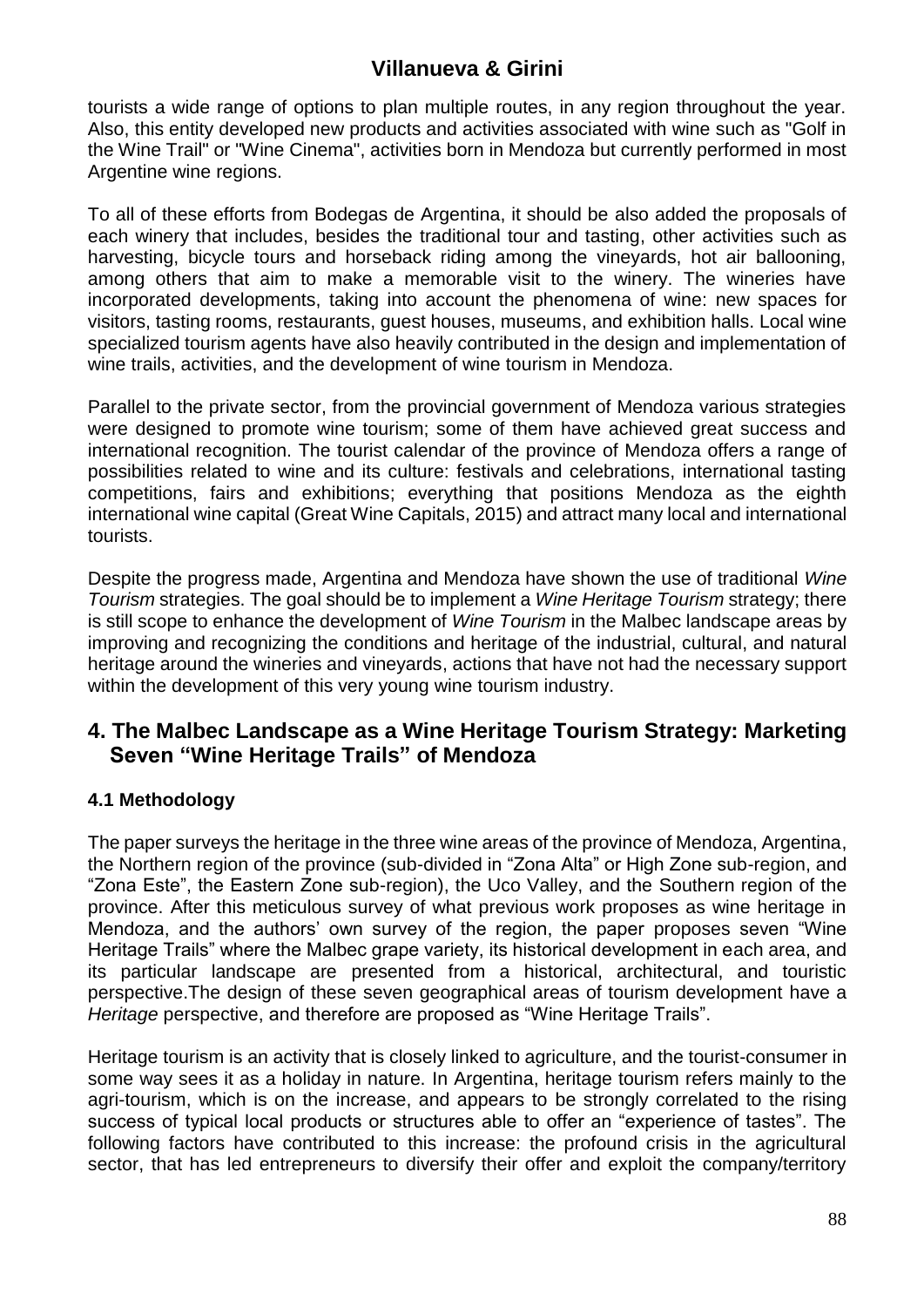tourists a wide range of options to plan multiple routes, in any region throughout the year. Also, this entity developed new products and activities associated with wine such as "Golf in the Wine Trail" or "Wine Cinema", activities born in Mendoza but currently performed in most Argentine wine regions.

To all of these efforts from Bodegas de Argentina, it should be also added the proposals of each winery that includes, besides the traditional tour and tasting, other activities such as harvesting, bicycle tours and horseback riding among the vineyards, hot air ballooning, among others that aim to make a memorable visit to the winery. The wineries have incorporated developments, taking into account the phenomena of wine: new spaces for visitors, tasting rooms, restaurants, guest houses, museums, and exhibition halls. Local wine specialized tourism agents have also heavily contributed in the design and implementation of wine trails, activities, and the development of wine tourism in Mendoza.

Parallel to the private sector, from the provincial government of Mendoza various strategies were designed to promote wine tourism; some of them have achieved great success and international recognition. The tourist calendar of the province of Mendoza offers a range of possibilities related to wine and its culture: festivals and celebrations, international tasting competitions, fairs and exhibitions; everything that positions Mendoza as the eighth international wine capital (Great Wine Capitals, 2015) and attract many local and international tourists.

Despite the progress made, Argentina and Mendoza have shown the use of traditional *Wine Tourism* strategies. The goal should be to implement a *Wine Heritage Tourism* strategy; there is still scope to enhance the development of *Wine Tourism* in the Malbec landscape areas by improving and recognizing the conditions and heritage of the industrial, cultural, and natural heritage around the wineries and vineyards, actions that have not had the necessary support within the development of this very young wine tourism industry.

## 4. The Malbec Landscape as a Wine Heritage Tourism Strategy: Marketing Seven "Wine Heritage Trails" of Mendoza

### 4.1 Methodology

The paper surveys the heritage in the three wine areas of the province of Mendoza, Argentina, the Northern region of the province (sub-divided in "Zona Alta" or High Zone sub-region, and "Zona Este", the Eastern Zone sub-region), the Uco Valley, and the Southern region of the province. After this meticulous survey of what previous work proposes as wine heritage in Mendoza, and the authors' own survey of the region, the paper proposes seven "Wine Heritage Trails" where the Malbec grape variety, its historical development in each area, and its particular landscape are presented from a historical, architectural, and touristic perspective.The design of these seven geographical areas of tourism development have a *Heritage* perspective, and therefore are proposed as "Wine Heritage Trails".

Heritage tourism is an activity that is closely linked to agriculture, and the tourist-consumer in some way sees it as a holiday in nature. In Argentina, heritage tourism refers mainly to the agri-tourism, which is on the increase, and appears to be strongly correlated to the rising success of typical local products or structures able to offer an "experience of tastes". The following factors have contributed to this increase: the profound crisis in the agricultural sector, that has led entrepreneurs to diversify their offer and exploit the company/territory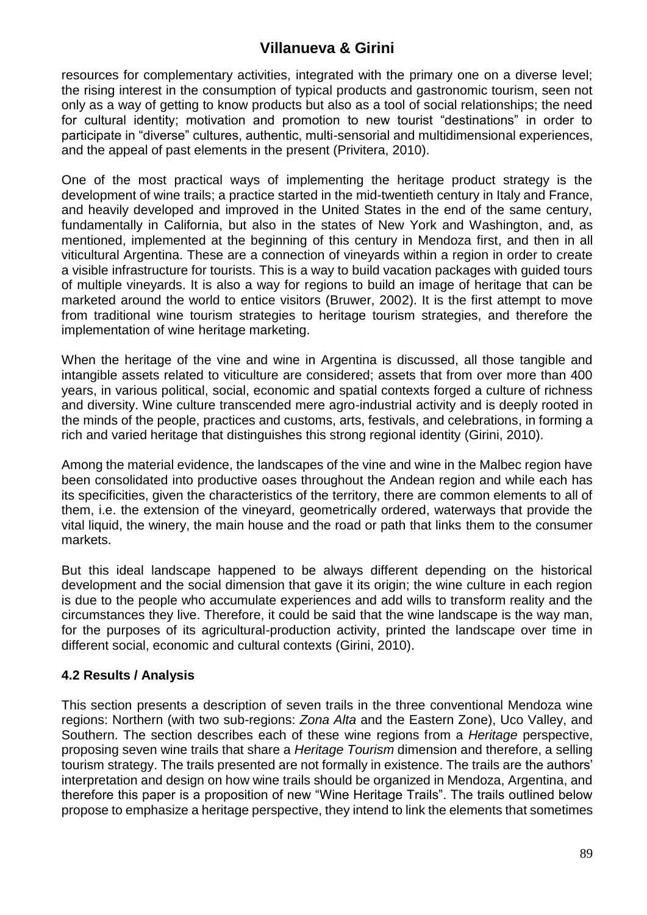resources for complementary activities, integrated with the primary one on a diverse level; the rising interest in the consumption of typical products and gastronomic tourism, seen not only as a way of getting to know products but also as a tool of social relationships; the need for cultural identity; motivation and promotion to new tourist "destinations" in order to participate in "diverse" cultures, authentic, multi-sensorial and multidimensional experiences, and the appeal of past elements in the present (Privitera, 2010).

One of the most practical ways of implementing the heritage product strategy is the development of wine trails; a practice started in the mid-twentieth century in Italy and France, and heavily developed and improved in the United States in the end of the same century, fundamentally in California, but also in the states of New York and Washington, and, as mentioned, implemented at the beginning of this century in Mendoza first, and then in all viticultural Argentina. These are a connection of vineyards within a region in order to create a visible infrastructure for tourists. This is a way to build vacation packages with guided tours of multiple vineyards. It is also a way for regions to build an image of heritage that can be marketed around the world to entice visitors (Bruwer, 2002). It is the first attempt to move from traditional wine tourism strategies to heritage tourism strategies, and therefore the implementation of wine heritage marketing.

When the heritage of the vine and wine in Argentina is discussed, all those tangible and intangible assets related to viticulture are considered; assets that from over more than 400 years, in various political, social, economic and spatial contexts forged a culture of richness and diversity. Wine culture transcended mere agro-industrial activity and is deeply rooted in the minds of the people, practices and customs, arts, festivals, and celebrations, in forming a rich and varied heritage that distinguishes this strong regional identity (Girini, 2010).

Among the material evidence, the landscapes of the vine and wine in the Malbec region have been consolidated into productive oases throughout the Andean region and while each has its specificities, given the characteristics of the territory, there are common elements to all of them, i.e. the extension of the vineyard, geometrically ordered, waterways that provide the vital liquid, the winery, the main house and the road or path that links them to the consumer markets.

But this ideal landscape happened to be always different depending on the historical development and the social dimension that gave it its origin; the wine culture in each region is due to the people who accumulate experiences and add wills to transform reality and the circumstances they live. Therefore, it could be said that the wine landscape is the way man, for the purposes of its agricultural-production activity, printed the landscape over time in different social, economic and cultural contexts (Girini, 2010).

### 4.2 Results / Analysis

This section presents a description of seven trails in the three conventional Mendoza wine regions: Northern (with two sub-regions: *Zona Alta* and the Eastern Zone), Uco Valley, and Southern. The section describes each of these wine regions from a *Heritage* perspective, proposing seven wine trails that share a *Heritage Tourism* dimension and therefore, a selling tourism strategy. The trails presented are not formally in existence. The trails are the authors' interpretation and design on how wine trails should be organized in Mendoza, Argentina, and therefore this paper is a proposition of new "Wine Heritage Trails". The trails outlined below propose to emphasize a heritage perspective, they intend to link the elements that sometimes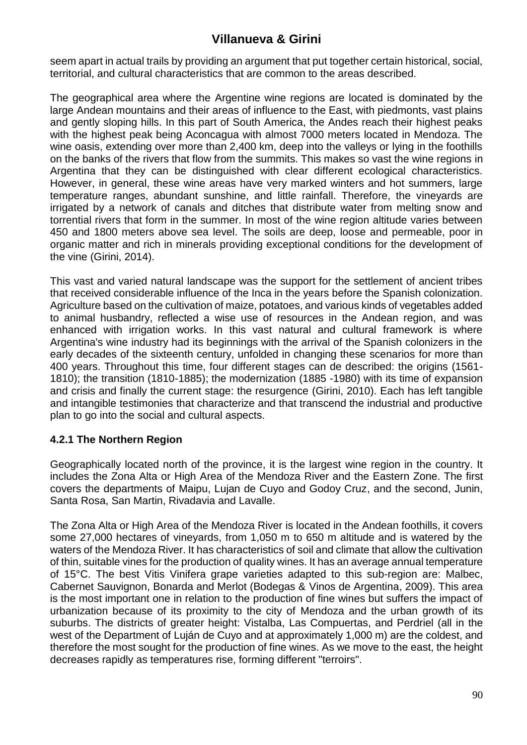seem apart in actual trails by providing an argument that put together certain historical, social, territorial, and cultural characteristics that are common to the areas described.

The geographical area where the Argentine wine regions are located is dominated by the large Andean mountains and their areas of influence to the East, with piedmonts, vast plains and gently sloping hills. In this part of South America, the Andes reach their highest peaks with the highest peak being Aconcagua with almost 7000 meters located in Mendoza. The wine oasis, extending over more than 2,400 km, deep into the valleys or lying in the foothills on the banks of the rivers that flow from the summits. This makes so vast the wine regions in Argentina that they can be distinguished with clear different ecological characteristics. However, in general, these wine areas have very marked winters and hot summers, large temperature ranges, abundant sunshine, and little rainfall. Therefore, the vineyards are irrigated by a network of canals and ditches that distribute water from melting snow and torrential rivers that form in the summer. In most of the wine region altitude varies between 450 and 1800 meters above sea level. The soils are deep, loose and permeable, poor in organic matter and rich in minerals providing exceptional conditions for the development of the vine (Girini, 2014).

This vast and varied natural landscape was the support for the settlement of ancient tribes that received considerable influence of the Inca in the years before the Spanish colonization. Agriculture based on the cultivation of maize, potatoes, and various kinds of vegetables added to animal husbandry, reflected a wise use of resources in the Andean region, and was enhanced with irrigation works. In this vast natural and cultural framework is where Argentina's wine industry had its beginnings with the arrival of the Spanish colonizers in the early decades of the sixteenth century, unfolded in changing these scenarios for more than 400 years. Throughout this time, four different stages can de described: the origins (1561-1810); the transition (1810-1885); the modernization (1885 -1980) with its time of expansion and crisis and finally the current stage: the resurgence (Girini, 2010). Each has left tangible and intangible testimonies that characterize and that transcend the industrial and productive plan to go into the social and cultural aspects.

### 4.2.1 The Northern Region

Geographically located north of the province, it is the largest wine region in the country. It includes the Zona Alta or High Area of the Mendoza River and the Eastern Zone. The first covers the departments of Maipu, Lujan de Cuyo and Godoy Cruz, and the second, Junin, Santa Rosa, San Martin, Rivadavia and Lavalle.

The Zona Alta or High Area of the Mendoza River is located in the Andean foothills, it covers some 27,000 hectares of vineyards, from 1,050 m to 650 m altitude and is watered by the waters of the Mendoza River. It has characteristics of soil and climate that allow the cultivation of thin, suitable vines for the production of quality wines. It has an average annual temperature of 15°C. The best Vitis Vinifera grape varieties adapted to this sub-region are: Malbec, Cabernet Sauvignon, Bonarda and Merlot (Bodegas & Vinos de Argentina, 2009). This area is the most important one in relation to the production of fine wines but suffers the impact of urbanization because of its proximity to the city of Mendoza and the urban growth of its suburbs. The districts of greater height: Vistalba, Las Compuertas, and Perdriel (all in the west of the Department of Luján de Cuyo and at approximately 1,000 m) are the coldest, and therefore the most sought for the production of fine wines. As we move to the east, the height decreases rapidly as temperatures rise, forming different "terroirs".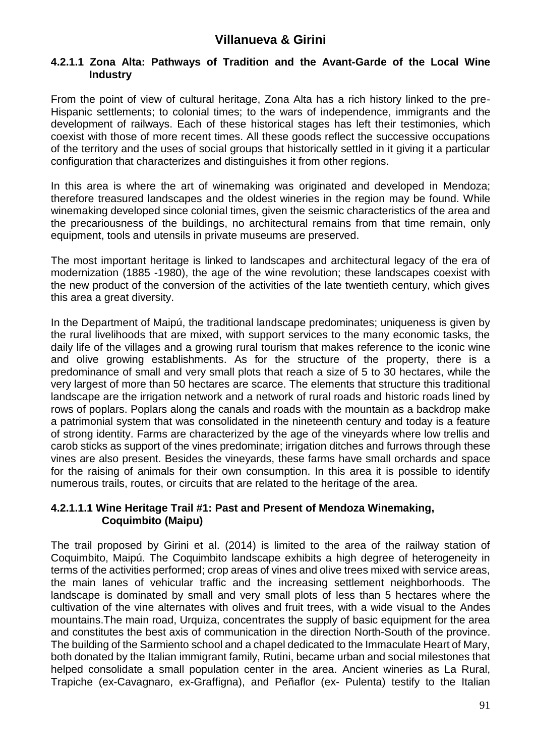#### 4.2.1.1 Zona Alta: Pathways of Tradition and the Avant-Garde of the Local Wine Industry

From the point of view of cultural heritage, Zona Alta has a rich history linked to the pre-Hispanic settlements; to colonial times; to the wars of independence, immigrants and the development of railways. Each of these historical stages has left their testimonies, which coexist with those of more recent times. All these goods reflect the successive occupations of the territory and the uses of social groups that historically settled in it giving it a particular configuration that characterizes and distinguishes it from other regions.

In this area is where the art of winemaking was originated and developed in Mendoza; therefore treasured landscapes and the oldest wineries in the region may be found. While winemaking developed since colonial times, given the seismic characteristics of the area and the precariousness of the buildings, no architectural remains from that time remain, only equipment, tools and utensils in private museums are preserved.

The most important heritage is linked to landscapes and architectural legacy of the era of modernization (1885 -1980), the age of the wine revolution; these landscapes coexist with the new product of the conversion of the activities of the late twentieth century, which gives this area a great diversity.

In the Department of Maipú, the traditional landscape predominates; uniqueness is given by the rural livelihoods that are mixed, with support services to the many economic tasks, the daily life of the villages and a growing rural tourism that makes reference to the iconic wine and olive growing establishments. As for the structure of the property, there is a predominance of small and very small plots that reach a size of 5 to 30 hectares, while the very largest of more than 50 hectares are scarce. The elements that structure this traditional landscape are the irrigation network and a network of rural roads and historic roads lined by rows of poplars. Poplars along the canals and roads with the mountain as a backdrop make a patrimonial system that was consolidated in the nineteenth century and today is a feature of strong identity. Farms are characterized by the age of the vineyards where low trellis and carob sticks as support of the vines predominate; irrigation ditches and furrows through these vines are also present. Besides the vineyards, these farms have small orchards and space for the raising of animals for their own consumption. In this area it is possible to identify numerous trails, routes, or circuits that are related to the heritage of the area.

##### 4.2.1.1.1 Wine Heritage Trail #1: Past and Present of Mendoza Winemaking, Coquimbito (Maipu)

The trail proposed by Girini et al. (2014) is limited to the area of the railway station of Coquimbito, Maipú. The Coquimbito landscape exhibits a high degree of heterogeneity in terms of the activities performed; crop areas of vines and olive trees mixed with service areas, the main lanes of vehicular traffic and the increasing settlement neighborhoods. The landscape is dominated by small and very small plots of less than 5 hectares where the cultivation of the vine alternates with olives and fruit trees, with a wide visual to the Andes mountains.The main road, Urquiza, concentrates the supply of basic equipment for the area and constitutes the best axis of communication in the direction North-South of the province. The building of the Sarmiento school and a chapel dedicated to the Immaculate Heart of Mary, both donated by the Italian immigrant family, Rutini, became urban and social milestones that helped consolidate a small population center in the area. Ancient wineries as La Rural, Trapiche (ex-Cavagnaro, ex-Graffigna), and Peñaflor (ex- Pulenta) testify to the Italian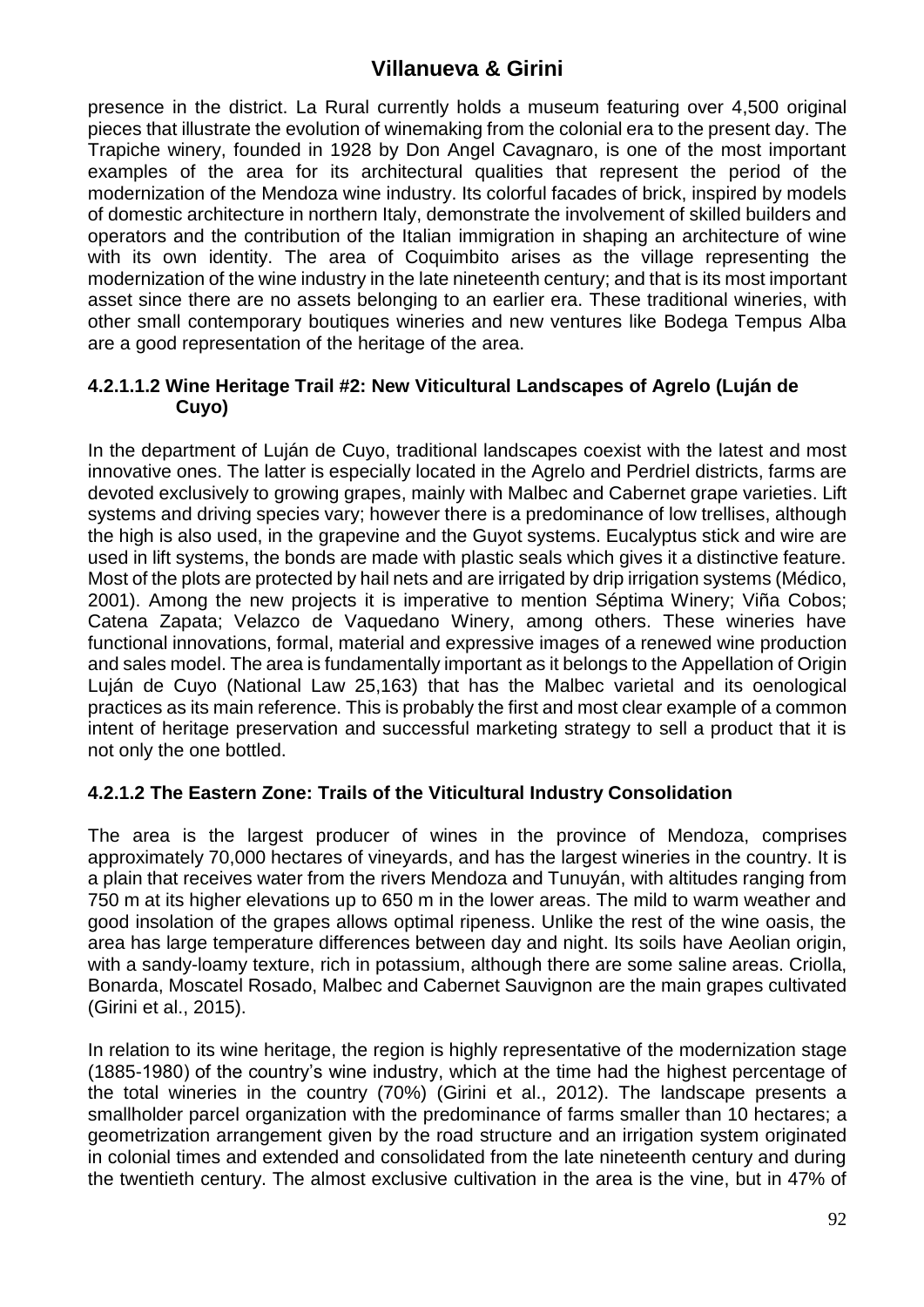presence in the district. La Rural currently holds a museum featuring over 4,500 original pieces that illustrate the evolution of winemaking from the colonial era to the present day. The Trapiche winery, founded in 1928 by Don Angel Cavagnaro, is one of the most important examples of the area for its architectural qualities that represent the period of the modernization of the Mendoza wine industry. Its colorful facades of brick, inspired by models of domestic architecture in northern Italy, demonstrate the involvement of skilled builders and operators and the contribution of the Italian immigration in shaping an architecture of wine with its own identity. The area of Coquimbito arises as the village representing the modernization of the wine industry in the late nineteenth century; and that is its most important asset since there are no assets belonging to an earlier era. These traditional wineries, with other small contemporary boutiques wineries and new ventures like Bodega Tempus Alba are a good representation of the heritage of the area.

#### 4.2.1.1.2 Wine Heritage Trail #2: New Viticultural Landscapes of Agrelo (Luján de Cuyo)

In the department of Luján de Cuyo, traditional landscapes coexist with the latest and most innovative ones. The latter is especially located in the Agrelo and Perdriel districts, farms are devoted exclusively to growing grapes, mainly with Malbec and Cabernet grape varieties. Lift systems and driving species vary; however there is a predominance of low trellises, although the high is also used, in the grapevine and the Guyot systems. Eucalyptus stick and wire are used in lift systems, the bonds are made with plastic seals which gives it a distinctive feature. Most of the plots are protected by hail nets and are irrigated by drip irrigation systems (Médico, 2001). Among the new projects it is imperative to mention Séptima Winery; Viña Cobos; Catena Zapata; Velazco de Vaquedano Winery, among others. These wineries have functional innovations, formal, material and expressive images of a renewed wine production and sales model. The area is fundamentally important as it belongs to the Appellation of Origin Luján de Cuyo (National Law 25,163) that has the Malbec varietal and its oenological practices as its main reference. This is probably the first and most clear example of a common intent of heritage preservation and successful marketing strategy to sell a product that it is not only the one bottled.

#### 4.2.1.2 The Eastern Zone: Trails of the Viticultural Industry Consolidation

The area is the largest producer of wines in the province of Mendoza, comprises approximately 70,000 hectares of vineyards, and has the largest wineries in the country. It is a plain that receives water from the rivers Mendoza and Tunuyán, with altitudes ranging from 750 m at its higher elevations up to 650 m in the lower areas. The mild to warm weather and good insolation of the grapes allows optimal ripeness. Unlike the rest of the wine oasis, the area has large temperature differences between day and night. Its soils have Aeolian origin, with a sandy-loamy texture, rich in potassium, although there are some saline areas. Criolla, Bonarda, Moscatel Rosado, Malbec and Cabernet Sauvignon are the main grapes cultivated (Girini et al., 2015).

In relation to its wine heritage, the region is highly representative of the modernization stage (1885-1980) of the country's wine industry, which at the time had the highest percentage of the total wineries in the country (70%) (Girini et al., 2012). The landscape presents a smallholder parcel organization with the predominance of farms smaller than 10 hectares; a geometrization arrangement given by the road structure and an irrigation system originated in colonial times and extended and consolidated from the late nineteenth century and during the twentieth century. The almost exclusive cultivation in the area is the vine, but in 47% of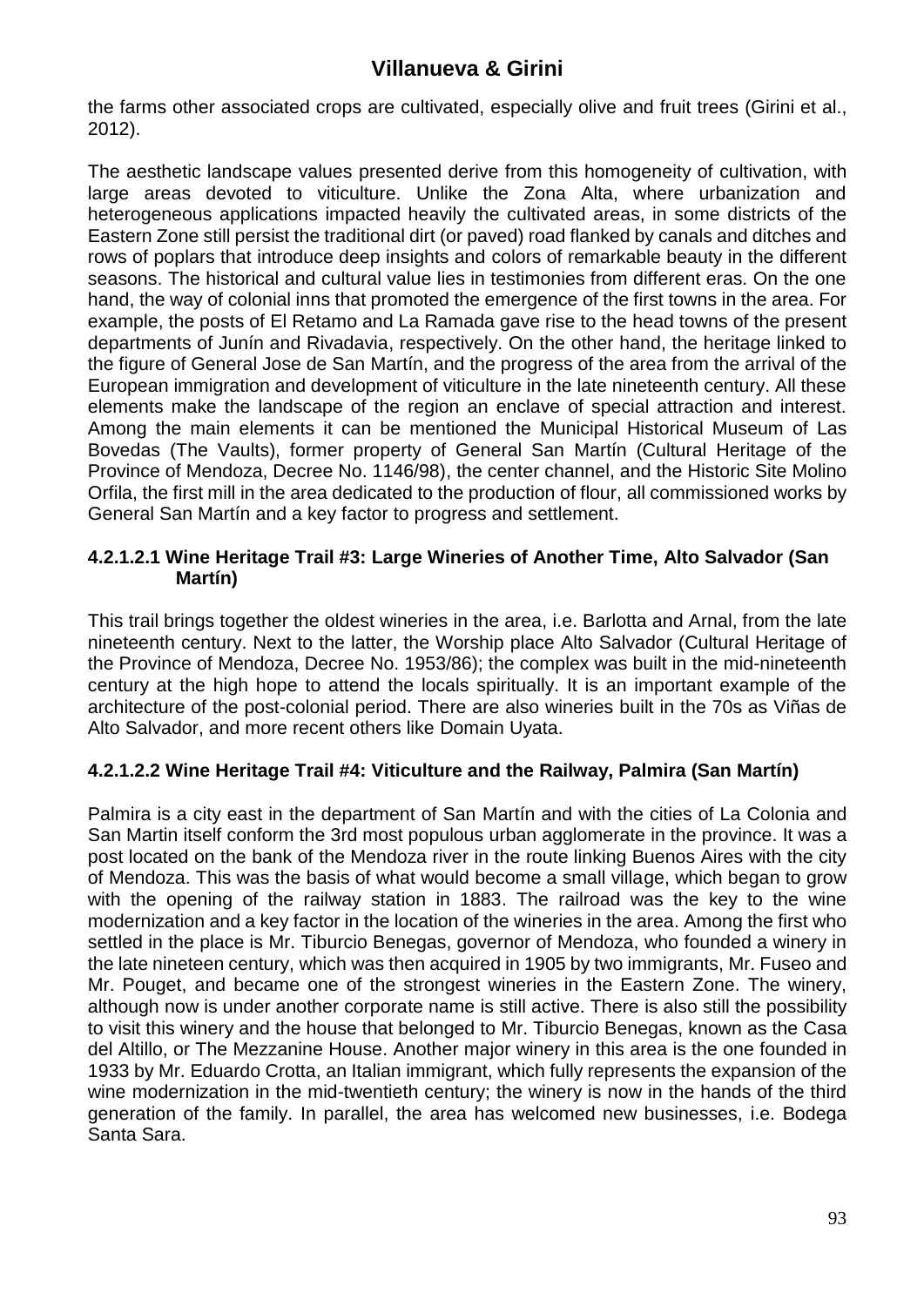the farms other associated crops are cultivated, especially olive and fruit trees (Girini et al., 2012).

The aesthetic landscape values presented derive from this homogeneity of cultivation, with large areas devoted to viticulture. Unlike the Zona Alta, where urbanization and heterogeneous applications impacted heavily the cultivated areas, in some districts of the Eastern Zone still persist the traditional dirt (or paved) road flanked by canals and ditches and rows of poplars that introduce deep insights and colors of remarkable beauty in the different seasons. The historical and cultural value lies in testimonies from different eras. On the one hand, the way of colonial inns that promoted the emergence of the first towns in the area. For example, the posts of El Retamo and La Ramada gave rise to the head towns of the present departments of Junín and Rivadavia, respectively. On the other hand, the heritage linked to the figure of General Jose de San Martín, and the progress of the area from the arrival of the European immigration and development of viticulture in the late nineteenth century. All these elements make the landscape of the region an enclave of special attraction and interest. Among the main elements it can be mentioned the Municipal Historical Museum of Las Bovedas (The Vaults), former property of General San Martín (Cultural Heritage of the Province of Mendoza, Decree No. 1146/98), the center channel, and the Historic Site Molino Orfila, the first mill in the area dedicated to the production of flour, all commissioned works by General San Martín and a key factor to progress and settlement.

#### 4.2.1.2.1 Wine Heritage Trail #3: Large Wineries of Another Time, Alto Salvador (San Martín)

This trail brings together the oldest wineries in the area, i.e. Barlotta and Arnal, from the late nineteenth century. Next to the latter, the Worship place Alto Salvador (Cultural Heritage of the Province of Mendoza, Decree No. 1953/86); the complex was built in the mid-nineteenth century at the high hope to attend the locals spiritually. It is an important example of the architecture of the post-colonial period. There are also wineries built in the 70s as Viñas de Alto Salvador, and more recent others like Domain Uyata.

#### 4.2.1.2.2 Wine Heritage Trail #4: Viticulture and the Railway, Palmira (San Martín)

Palmira is a city east in the department of San Martín and with the cities of La Colonia and San Martin itself conform the 3rd most populous urban agglomerate in the province. It was a post located on the bank of the Mendoza river in the route linking Buenos Aires with the city of Mendoza. This was the basis of what would become a small village, which began to grow with the opening of the railway station in 1883. The railroad was the key to the wine modernization and a key factor in the location of the wineries in the area. Among the first who settled in the place is Mr. Tiburcio Benegas, governor of Mendoza, who founded a winery in the late nineteen century, which was then acquired in 1905 by two immigrants, Mr. Fuseo and Mr. Pouget, and became one of the strongest wineries in the Eastern Zone. The winery, although now is under another corporate name is still active. There is also still the possibility to visit this winery and the house that belonged to Mr. Tiburcio Benegas, known as the Casa del Altillo, or The Mezzanine House. Another major winery in this area is the one founded in 1933 by Mr. Eduardo Crotta, an Italian immigrant, which fully represents the expansion of the wine modernization in the mid-twentieth century; the winery is now in the hands of the third generation of the family. In parallel, the area has welcomed new businesses, i.e. Bodega Santa Sara.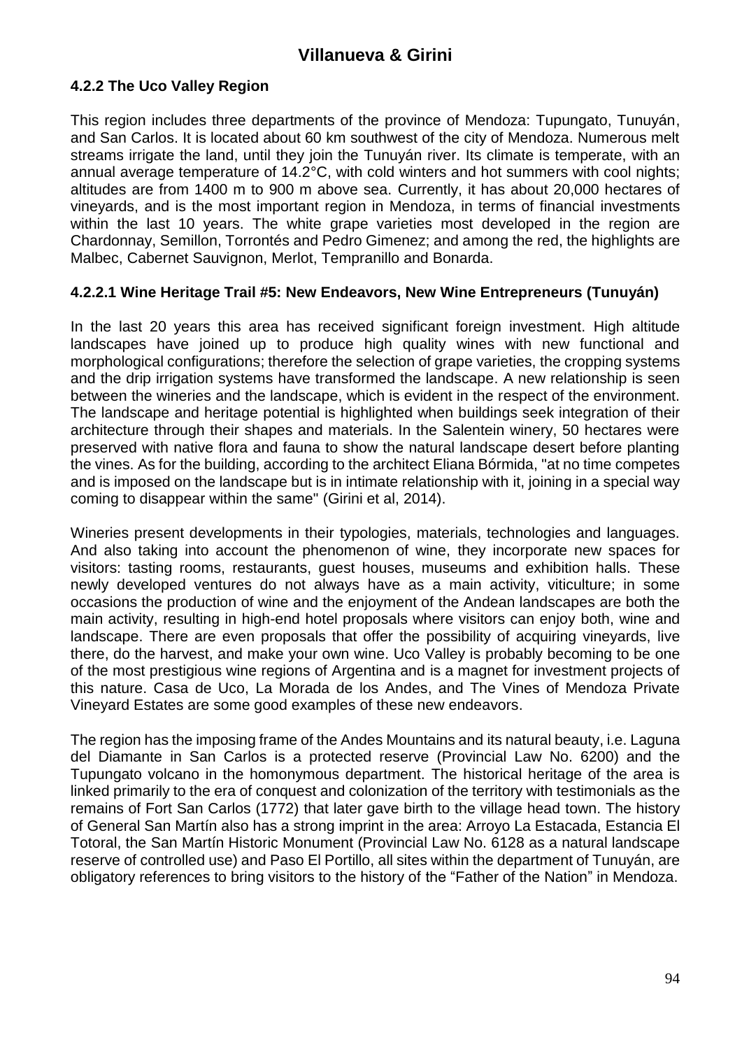### 4.2.2 The Uco Valley Region

This region includes three departments of the province of Mendoza: Tupungato, Tunuyán, and San Carlos. It is located about 60 km southwest of the city of Mendoza. Numerous melt streams irrigate the land, until they join the Tunuyán river. Its climate is temperate, with an annual average temperature of 14.2°C, with cold winters and hot summers with cool nights; altitudes are from 1400 m to 900 m above sea. Currently, it has about 20,000 hectares of vineyards, and is the most important region in Mendoza, in terms of financial investments within the last 10 years. The white grape varieties most developed in the region are Chardonnay, Semillon, Torrontés and Pedro Gimenez; and among the red, the highlights are Malbec, Cabernet Sauvignon, Merlot, Tempranillo and Bonarda.

#### 4.2.2.1 Wine Heritage Trail #5: New Endeavors, New Wine Entrepreneurs (Tunuyán)

In the last 20 years this area has received significant foreign investment. High altitude landscapes have joined up to produce high quality wines with new functional and morphological configurations; therefore the selection of grape varieties, the cropping systems and the drip irrigation systems have transformed the landscape. A new relationship is seen between the wineries and the landscape, which is evident in the respect of the environment. The landscape and heritage potential is highlighted when buildings seek integration of their architecture through their shapes and materials. In the Salentein winery, 50 hectares were preserved with native flora and fauna to show the natural landscape desert before planting the vines. As for the building, according to the architect Eliana Bórmida, "at no time competes and is imposed on the landscape but is in intimate relationship with it, joining in a special way coming to disappear within the same" (Girini et al, 2014).

Wineries present developments in their typologies, materials, technologies and languages. And also taking into account the phenomenon of wine, they incorporate new spaces for visitors: tasting rooms, restaurants, guest houses, museums and exhibition halls. These newly developed ventures do not always have as a main activity, viticulture; in some occasions the production of wine and the enjoyment of the Andean landscapes are both the main activity, resulting in high-end hotel proposals where visitors can enjoy both, wine and landscape. There are even proposals that offer the possibility of acquiring vineyards, live there, do the harvest, and make your own wine. Uco Valley is probably becoming to be one of the most prestigious wine regions of Argentina and is a magnet for investment projects of this nature. Casa de Uco, La Morada de los Andes, and The Vines of Mendoza Private Vineyard Estates are some good examples of these new endeavors.

The region has the imposing frame of the Andes Mountains and its natural beauty, i.e. Laguna del Diamante in San Carlos is a protected reserve (Provincial Law No. 6200) and the Tupungato volcano in the homonymous department. The historical heritage of the area is linked primarily to the era of conquest and colonization of the territory with testimonials as the remains of Fort San Carlos (1772) that later gave birth to the village head town. The history of General San Martín also has a strong imprint in the area: Arroyo La Estacada, Estancia El Totoral, the San Martín Historic Monument (Provincial Law No. 6128 as a natural landscape reserve of controlled use) and Paso El Portillo, all sites within the department of Tunuyán, are obligatory references to bring visitors to the history of the "Father of the Nation" in Mendoza.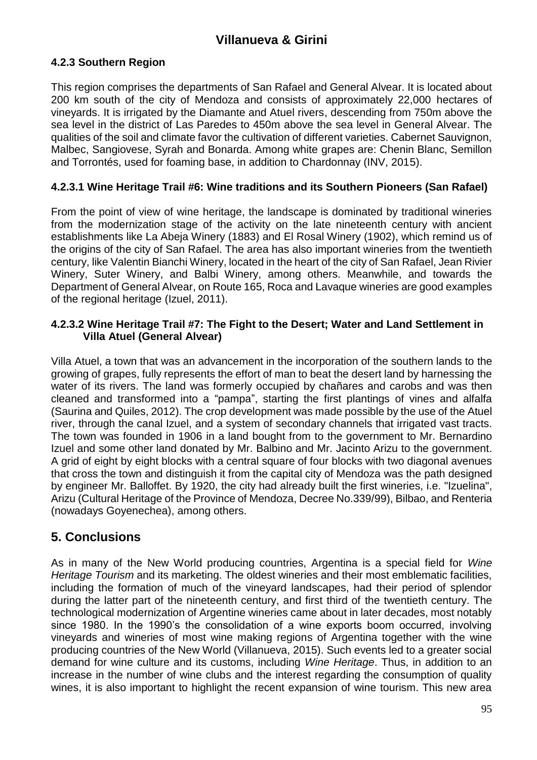### 4.2.3 Southern Region

This region comprises the departments of San Rafael and General Alvear. It is located about 200 km south of the city of Mendoza and consists of approximately 22,000 hectares of vineyards. It is irrigated by the Diamante and Atuel rivers, descending from 750m above the sea level in the district of Las Paredes to 450m above the sea level in General Alvear. The qualities of the soil and climate favor the cultivation of different varieties. Cabernet Sauvignon, Malbec, Sangiovese, Syrah and Bonarda. Among white grapes are: Chenin Blanc, Semillon and Torrontés, used for foaming base, in addition to Chardonnay (INV, 2015).

#### 4.2.3.1 Wine Heritage Trail #6: Wine traditions and its Southern Pioneers (San Rafael)

From the point of view of wine heritage, the landscape is dominated by traditional wineries from the modernization stage of the activity on the late nineteenth century with ancient establishments like La Abeja Winery (1883) and El Rosal Winery (1902), which remind us of the origins of the city of San Rafael. The area has also important wineries from the twentieth century, like Valentin Bianchi Winery, located in the heart of the city of San Rafael, Jean Rivier Winery, Suter Winery, and Balbi Winery, among others. Meanwhile, and towards the Department of General Alvear, on Route 165, Roca and Lavaque wineries are good examples of the regional heritage (Izuel, 2011).

#### 4.2.3.2 Wine Heritage Trail #7: The Fight to the Desert; Water and Land Settlement in Villa Atuel (General Alvear)

Villa Atuel, a town that was an advancement in the incorporation of the southern lands to the growing of grapes, fully represents the effort of man to beat the desert land by harnessing the water of its rivers. The land was formerly occupied by chañares and carobs and was then cleaned and transformed into a "pampa", starting the first plantings of vines and alfalfa (Saurina and Quiles, 2012). The crop development was made possible by the use of the Atuel river, through the canal Izuel, and a system of secondary channels that irrigated vast tracts. The town was founded in 1906 in a land bought from to the government to Mr. Bernardino Izuel and some other land donated by Mr. Balbino and Mr. Jacinto Arizu to the government. A grid of eight by eight blocks with a central square of four blocks with two diagonal avenues that cross the town and distinguish it from the capital city of Mendoza was the path designed by engineer Mr. Balloffet. By 1920, the city had already built the first wineries, i.e. "Izuelina", Arizu (Cultural Heritage of the Province of Mendoza, Decree No.339/99), Bilbao, and Renteria (nowadays Goyenechea), among others.

## 5. Conclusions

As in many of the New World producing countries, Argentina is a special field for *Wine Heritage Tourism* and its marketing. The oldest wineries and their most emblematic facilities, including the formation of much of the vineyard landscapes, had their period of splendor during the latter part of the nineteenth century, and first third of the twentieth century. The technological modernization of Argentine wineries came about in later decades, most notably since 1980. In the 1990's the consolidation of a wine exports boom occurred, involving vineyards and wineries of most wine making regions of Argentina together with the wine producing countries of the New World (Villanueva, 2015). Such events led to a greater social demand for wine culture and its customs, including *Wine Heritage*. Thus, in addition to an increase in the number of wine clubs and the interest regarding the consumption of quality wines, it is also important to highlight the recent expansion of wine tourism. This new area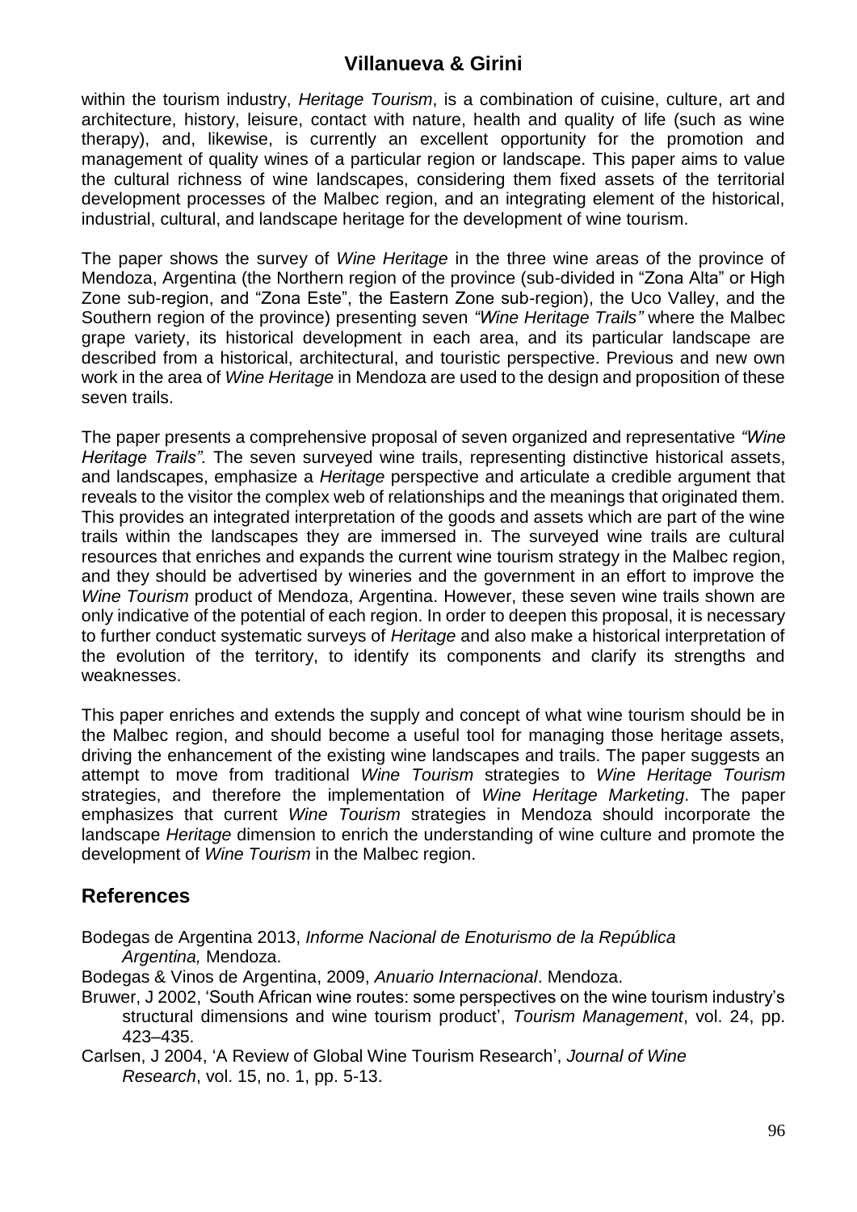within the tourism industry, *Heritage Tourism*, is a combination of cuisine, culture, art and architecture, history, leisure, contact with nature, health and quality of life (such as wine therapy), and, likewise, is currently an excellent opportunity for the promotion and management of quality wines of a particular region or landscape. This paper aims to value the cultural richness of wine landscapes, considering them fixed assets of the territorial development processes of the Malbec region, and an integrating element of the historical, industrial, cultural, and landscape heritage for the development of wine tourism.

The paper shows the survey of *Wine Heritage* in the three wine areas of the province of Mendoza, Argentina (the Northern region of the province (sub-divided in "Zona Alta" or High Zone sub-region, and "Zona Este", the Eastern Zone sub-region), the Uco Valley, and the Southern region of the province) presenting seven *"Wine Heritage Trails"* where the Malbec grape variety, its historical development in each area, and its particular landscape are described from a historical, architectural, and touristic perspective. Previous and new own work in the area of *Wine Heritage* in Mendoza are used to the design and proposition of these seven trails.

The paper presents a comprehensive proposal of seven organized and representative *"Wine Heritage Trails"*. The seven surveyed wine trails, representing distinctive historical assets, and landscapes, emphasize a *Heritage* perspective and articulate a credible argument that reveals to the visitor the complex web of relationships and the meanings that originated them. This provides an integrated interpretation of the goods and assets which are part of the wine trails within the landscapes they are immersed in. The surveyed wine trails are cultural resources that enriches and expands the current wine tourism strategy in the Malbec region, and they should be advertised by wineries and the government in an effort to improve the *Wine Tourism* product of Mendoza, Argentina. However, these seven wine trails shown are only indicative of the potential of each region. In order to deepen this proposal, it is necessary to further conduct systematic surveys of *Heritage* and also make a historical interpretation of the evolution of the territory, to identify its components and clarify its strengths and weaknesses.

This paper enriches and extends the supply and concept of what wine tourism should be in the Malbec region, and should become a useful tool for managing those heritage assets, driving the enhancement of the existing wine landscapes and trails. The paper suggests an attempt to move from traditional *Wine Tourism* strategies to *Wine Heritage Tourism* strategies, and therefore the implementation of *Wine Heritage Marketing*. The paper emphasizes that current *Wine Tourism* strategies in Mendoza should incorporate the landscape *Heritage* dimension to enrich the understanding of wine culture and promote the development of *Wine Tourism* in the Malbec region.

## References

Bodegas de Argentina 2013, *Informe Nacional de Enoturismo de la República Argentina,* Mendoza.

Bodegas & Vinos de Argentina, 2009, *Anuario Internacional*. Mendoza.

Bruwer, J 2002, 'South African wine routes: some perspectives on the wine tourism industry's structural dimensions and wine tourism product', *Tourism Management*, vol. 24, pp. 423–435.

Carlsen, J 2004, 'A Review of Global Wine Tourism Research', *Journal of Wine Research*, vol. 15, no. 1, pp. 5-13.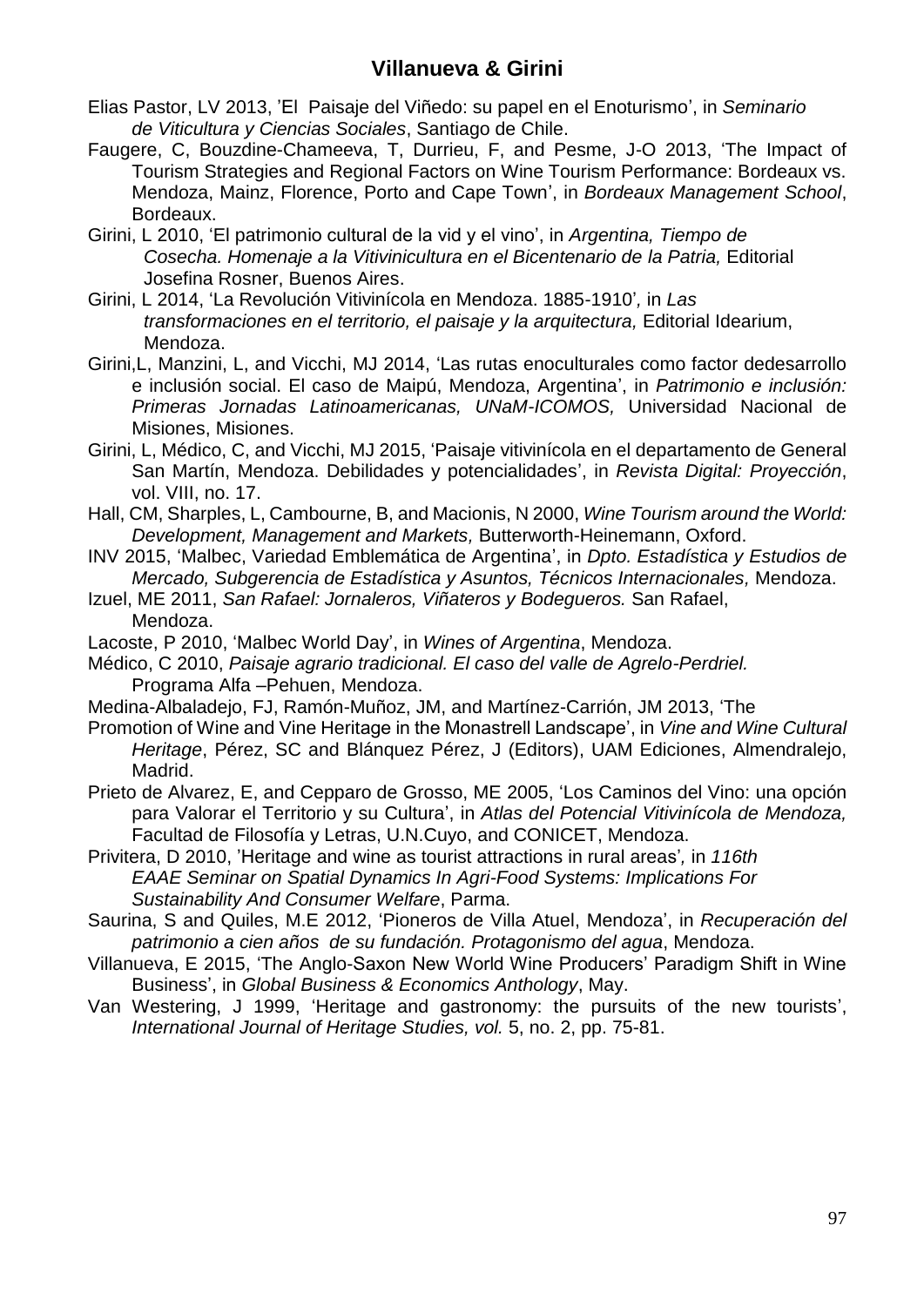Elias Pastor, LV 2013, 'El Paisaje del Viñedo: su papel en el Enoturismo', in *Seminario de Viticultura y Ciencias Sociales*, Santiago de Chile.

Faugere, C, Bouzdine-Chameeva, T, Durrieu, F, and Pesme, J-O 2013, 'The Impact of Tourism Strategies and Regional Factors on Wine Tourism Performance: Bordeaux vs. Mendoza, Mainz, Florence, Porto and Cape Town', in *Bordeaux Management School*, Bordeaux.

Girini, L 2010, 'El patrimonio cultural de la vid y el vino', in *Argentina, Tiempo de Cosecha. Homenaje a la Vitivinicultura en el Bicentenario de la Patria,* Editorial Josefina Rosner, Buenos Aires.

Girini, L 2014, 'La Revolución Vitivinícola en Mendoza. 1885-1910', in *Las transformaciones en el territorio, el paisaje y la arquitectura,* Editorial Idearium, Mendoza.

Girini,L, Manzini, L, and Vicchi, MJ 2014, 'Las rutas enoculturales como factor dedesarrollo e inclusión social. El caso de Maipú, Mendoza, Argentina', in *Patrimonio e inclusión: Primeras Jornadas Latinoamericanas, UNaM-ICOMOS,* Universidad Nacional de Misiones, Misiones.

Girini, L, Médico, C, and Vicchi, MJ 2015, 'Paisaje vitivinícola en el departamento de General San Martín, Mendoza. Debilidades y potencialidades', in *Revista Digital: Proyección*, vol. VIII, no. 17.

Hall, CM, Sharples, L, Cambourne, B, and Macionis, N 2000, *Wine Tourism around the World: Development, Management and Markets,* Butterworth-Heinemann, Oxford.

INV 2015, 'Malbec, Variedad Emblemática de Argentina', in *Dpto. Estadística y Estudios de Mercado, Subgerencia de Estadística y Asuntos, Técnicos Internacionales,* Mendoza.

Izuel, ME 2011, *San Rafael: Jornaleros, Viñateros y Bodegueros.* San Rafael, Mendoza.

Lacoste, P 2010, 'Malbec World Day', in *Wines of Argentina*, Mendoza.

Médico, C 2010, *Paisaje agrario tradicional. El caso del valle de Agrelo-Perdriel.* Programa Alfa –Pehuen, Mendoza.

Medina-Albaladejo, FJ, Ramón-Muñoz, JM, and Martínez-Carrión, JM 2013, 'The Promotion of Wine and Vine Heritage in the Monastrell Landscape', in *Vine and Wine Cultural Heritage*, Pérez, SC and Blánquez Pérez, J (Editors), UAM Ediciones, Almendralejo, Madrid.

Prieto de Alvarez, E, and Cepparo de Grosso, ME 2005, 'Los Caminos del Vino: una opción para Valorar el Territorio y su Cultura', in *Atlas del Potencial Vitivinícola de Mendoza,* Facultad de Filosofía y Letras, U.N.Cuyo, and CONICET, Mendoza.

Privitera, D 2010, 'Heritage and wine as tourist attractions in rural areas', in *116th EAAE Seminar on Spatial Dynamics In Agri-Food Systems: Implications For Sustainability And Consumer Welfare*, Parma.

Saurina, S and Quiles, M.E 2012, 'Pioneros de Villa Atuel, Mendoza', in *Recuperación del patrimonio a cien años de su fundación. Protagonismo del agua*, Mendoza.

Villanueva, E 2015, 'The Anglo-Saxon New World Wine Producers' Paradigm Shift in Wine Business', in *Global Business & Economics Anthology*, May.

Van Westering, J 1999, 'Heritage and gastronomy: the pursuits of the new tourists', *International Journal of Heritage Studies, vol.* 5, no. 2, pp. 75-81.